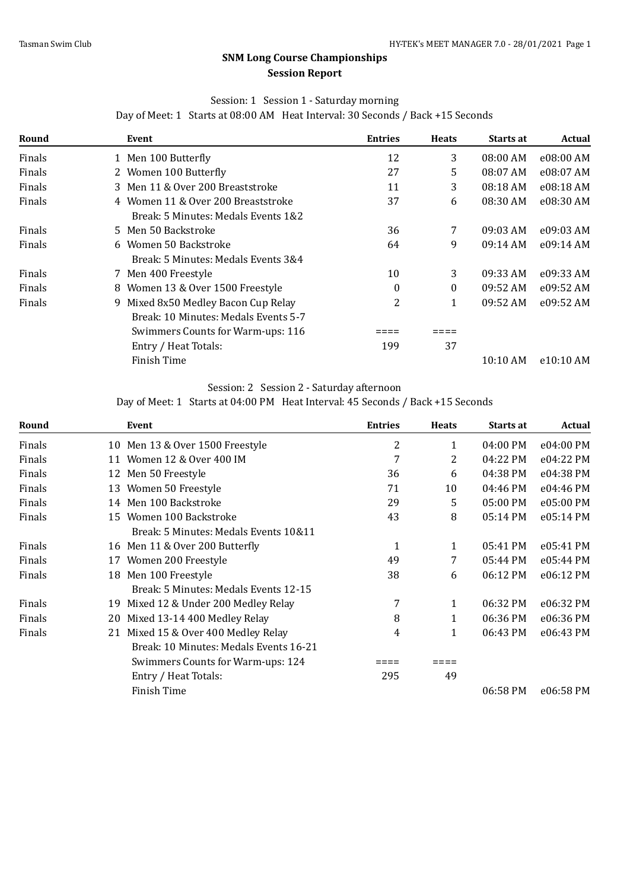# SNM Long Course Championships

## Session Report

Session: 1 Session 1 - Saturday morning

Day of Meet: 1 Starts at 08:00 AM Heat Interval: 30 Seconds / Back +15 Seconds

| Round | Event | Entries | Heats | Starts at | Actual |
|---|---|---|---|---|---|
| Finals | 1 Men 100 Butterfly | 12 | 3 | 08:00 AM | e08:00 AM |
| Finals | 2 Women 100 Butterfly | 27 | 5 | 08:07 AM | e08:07 AM |
| Finals | 3 Men 11 & Over 200 Breaststroke | 11 | 3 | 08:18 AM | e08:18 AM |
| Finals | 4 Women 11 & Over 200 Breaststroke | 37 | 6 | 08:30 AM | e08:30 AM |
| | Break: 5 Minutes: Medals Events 1&2 | | | | |
| Finals | 5 Men 50 Backstroke | 36 | 7 | 09:03 AM | e09:03 AM |
| Finals | 6 Women 50 Backstroke | 64 | 9 | 09:14 AM | e09:14 AM |
| | Break: 5 Minutes: Medals Events 3&4 | | | | |
| Finals | 7 Men 400 Freestyle | 10 | 3 | 09:33 AM | e09:33 AM |
| Finals | 8 Women 13 & Over 1500 Freestyle | 0 | 0 | 09:52 AM | e09:52 AM |
| Finals | 9 Mixed 8x50 Medley Bacon Cup Relay | 2 | 1 | 09:52 AM | e09:52 AM |
| | Break: 10 Minutes: Medals Events 5-7 | | | | |
| | Swimmers Counts for Warm-ups: 116 | ==== | ==== | | |
| | Entry / Heat Totals: | 199 | 37 | | |
| | Finish Time | | | 10:10 AM | e10:10 AM |

Session: 2 Session 2 - Saturday afternoon

Day of Meet: 1 Starts at 04:00 PM Heat Interval: 45 Seconds / Back +15 Seconds

| Round | Event | Entries | Heats | Starts at | Actual |
|---|---|---|---|---|---|
| Finals | 10 Men 13 & Over 1500 Freestyle | 2 | 1 | 04:00 PM | e04:00 PM |
| Finals | 11 Women 12 & Over 400 IM | 7 | 2 | 04:22 PM | e04:22 PM |
| Finals | 12 Men 50 Freestyle | 36 | 6 | 04:38 PM | e04:38 PM |
| Finals | 13 Women 50 Freestyle | 71 | 10 | 04:46 PM | e04:46 PM |
| Finals | 14 Men 100 Backstroke | 29 | 5 | 05:00 PM | e05:00 PM |
| Finals | 15 Women 100 Backstroke | 43 | 8 | 05:14 PM | e05:14 PM |
| | Break: 5 Minutes: Medals Events 10&11 | | | | |
| Finals | 16 Men 11 & Over 200 Butterfly | 1 | 1 | 05:41 PM | e05:41 PM |
| Finals | 17 Women 200 Freestyle | 49 | 7 | 05:44 PM | e05:44 PM |
| Finals | 18 Men 100 Freestyle | 38 | 6 | 06:12 PM | e06:12 PM |
| | Break: 5 Minutes: Medals Events 12-15 | | | | |
| Finals | 19 Mixed 12 & Under 200 Medley Relay | 7 | 1 | 06:32 PM | e06:32 PM |
| Finals | 20 Mixed 13-14 400 Medley Relay | 8 | 1 | 06:36 PM | e06:36 PM |
| Finals | 21 Mixed 15 & Over 400 Medley Relay | 4 | 1 | 06:43 PM | e06:43 PM |
| | Break: 10 Minutes: Medals Events 16-21 | | | | |
| | Swimmers Counts for Warm-ups: 124 | ==== | ==== | | |
| | Entry / Heat Totals: | 295 | 49 | | |
| | Finish Time | | | 06:58 PM | e06:58 PM |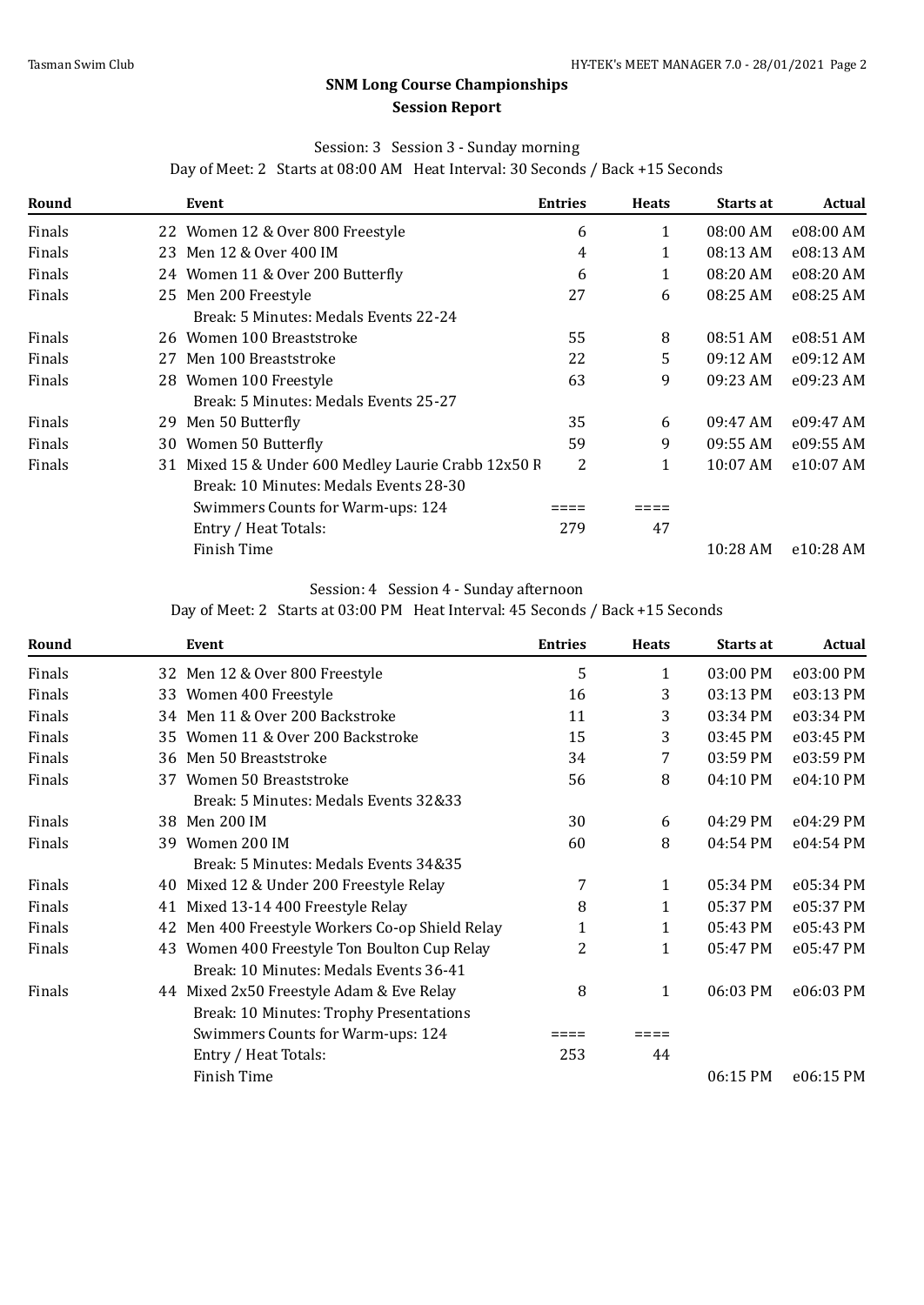# SNM Long Course Championships

## Session Report

Session: 3 Session 3 - Sunday morning

Day of Meet: 2 Starts at 08:00 AM Heat Interval: 30 Seconds / Back +15 Seconds

| Round | Event | Entries | Heats | Starts at | Actual |
|---|---|---|---|---|---|
| Finals | 22 Women 12 & Over 800 Freestyle | 6 | 1 | 08:00 AM | e08:00 AM |
| Finals | 23 Men 12 & Over 400 IM | 4 | 1 | 08:13 AM | e08:13 AM |
| Finals | 24 Women 11 & Over 200 Butterfly | 6 | 1 | 08:20 AM | e08:20 AM |
| Finals | 25 Men 200 Freestyle | 27 | 6 | 08:25 AM | e08:25 AM |
| | Break: 5 Minutes: Medals Events 22-24 | | | | |
| Finals | 26 Women 100 Breaststroke | 55 | 8 | 08:51 AM | e08:51 AM |
| Finals | 27 Men 100 Breaststroke | 22 | 5 | 09:12 AM | e09:12 AM |
| Finals | 28 Women 100 Freestyle | 63 | 9 | 09:23 AM | e09:23 AM |
| | Break: 5 Minutes: Medals Events 25-27 | | | | |
| Finals | 29 Men 50 Butterfly | 35 | 6 | 09:47 AM | e09:47 AM |
| Finals | 30 Women 50 Butterfly | 59 | 9 | 09:55 AM | e09:55 AM |
| Finals | 31 Mixed 15 & Under 600 Medley Laurie Crabb 12x50 R | 2 | 1 | 10:07 AM | e10:07 AM |
| | Break: 10 Minutes: Medals Events 28-30 | | | | |
| | Swimmers Counts for Warm-ups: 124 | ==== | ==== | | |
| | Entry / Heat Totals: | 279 | 47 | | |
| | Finish Time | | | 10:28 AM | e10:28 AM |

Session: 4 Session 4 - Sunday afternoon

Day of Meet: 2 Starts at 03:00 PM Heat Interval: 45 Seconds / Back +15 Seconds

| Round | Event | Entries | Heats | Starts at | Actual |
|---|---|---|---|---|---|
| Finals | 32 Men 12 & Over 800 Freestyle | 5 | 1 | 03:00 PM | e03:00 PM |
| Finals | 33 Women 400 Freestyle | 16 | 3 | 03:13 PM | e03:13 PM |
| Finals | 34 Men 11 & Over 200 Backstroke | 11 | 3 | 03:34 PM | e03:34 PM |
| Finals | 35 Women 11 & Over 200 Backstroke | 15 | 3 | 03:45 PM | e03:45 PM |
| Finals | 36 Men 50 Breaststroke | 34 | 7 | 03:59 PM | e03:59 PM |
| Finals | 37 Women 50 Breaststroke | 56 | 8 | 04:10 PM | e04:10 PM |
| | Break: 5 Minutes: Medals Events 32&33 | | | | |
| Finals | 38 Men 200 IM | 30 | 6 | 04:29 PM | e04:29 PM |
| Finals | 39 Women 200 IM | 60 | 8 | 04:54 PM | e04:54 PM |
| | Break: 5 Minutes: Medals Events 34&35 | | | | |
| Finals | 40 Mixed 12 & Under 200 Freestyle Relay | 7 | 1 | 05:34 PM | e05:34 PM |
| Finals | 41 Mixed 13-14 400 Freestyle Relay | 8 | 1 | 05:37 PM | e05:37 PM |
| Finals | 42 Men 400 Freestyle Workers Co-op Shield Relay | 1 | 1 | 05:43 PM | e05:43 PM |
| Finals | 43 Women 400 Freestyle Ton Boulton Cup Relay | 2 | 1 | 05:47 PM | e05:47 PM |
| | Break: 10 Minutes: Medals Events 36-41 | | | | |
| Finals | 44 Mixed 2x50 Freestyle Adam & Eve Relay | 8 | 1 | 06:03 PM | e06:03 PM |
| | Break: 10 Minutes: Trophy Presentations | | | | |
| | Swimmers Counts for Warm-ups: 124 | ==== | ==== | | |
| | Entry / Heat Totals: | 253 | 44 | | |
| | Finish Time | | | 06:15 PM | e06:15 PM |